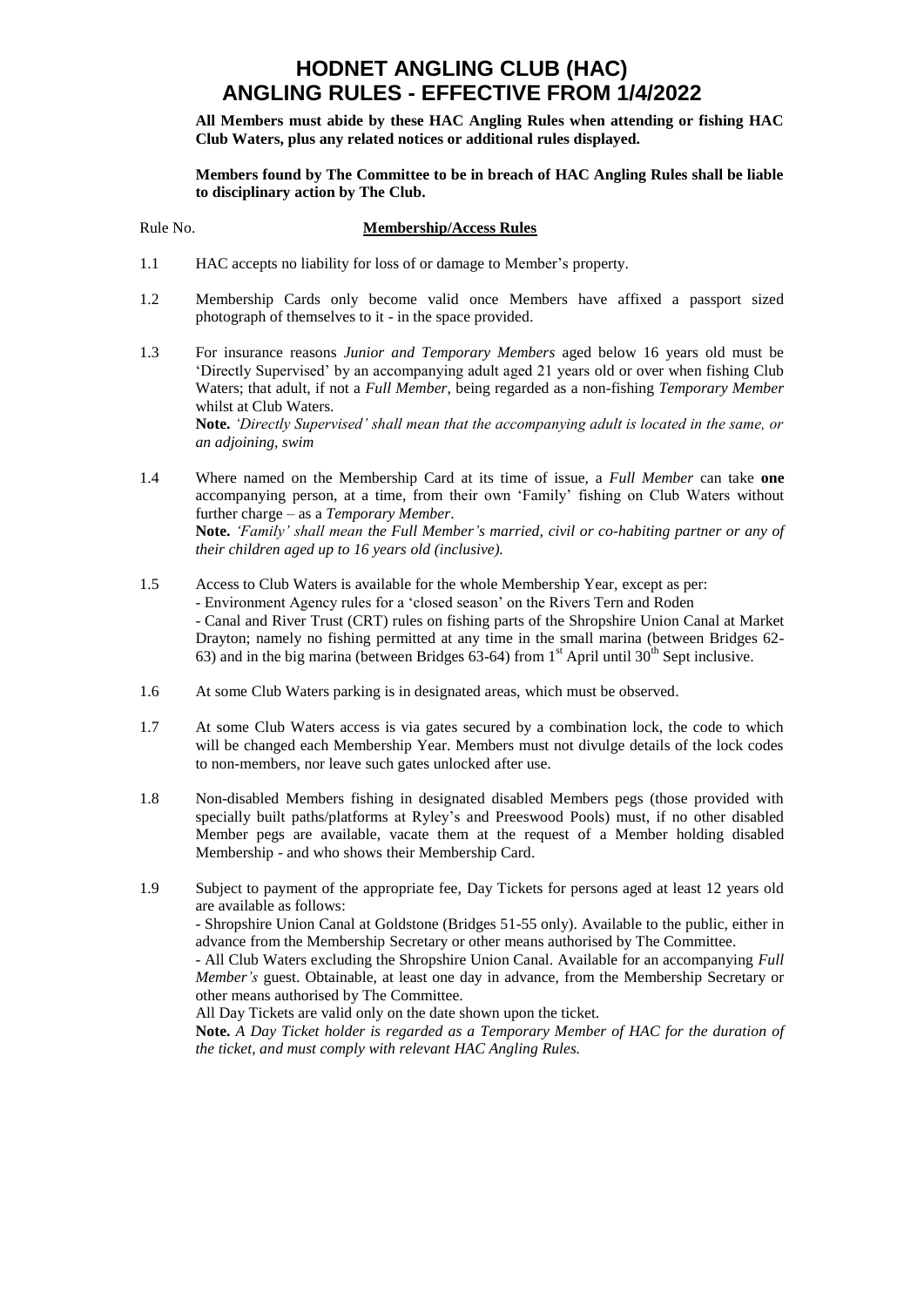# HODNET ANGLING CLUB (HAC)
# ANGLING RULES - EFFECTIVE FROM 1/4/2022

**All Members must abide by these HAC Angling Rules when attending or fishing HAC Club Waters, plus any related notices or additional rules displayed.**

**Members found by The Committee to be in breach of HAC Angling Rules shall be liable to disciplinary action by The Club.**

Rule No. **Membership/Access Rules**

1.1 HAC accepts no liability for loss of or damage to Member's property.

1.2 Membership Cards only become valid once Members have affixed a passport sized photograph of themselves to it - in the space provided.

1.3 For insurance reasons *Junior and Temporary Members* aged below 16 years old must be 'Directly Supervised' by an accompanying adult aged 21 years old or over when fishing Club Waters; that adult, if not a *Full Member*, being regarded as a non-fishing *Temporary Member* whilst at Club Waters.
**Note.** *'Directly Supervised' shall mean that the accompanying adult is located in the same, or an adjoining, swim*

1.4 Where named on the Membership Card at its time of issue, a *Full Member* can take **one** accompanying person, at a time, from their own 'Family' fishing on Club Waters without further charge – as a *Temporary Member*.
**Note.** *'Family' shall mean the Full Member's married, civil or co-habiting partner or any of their children aged up to 16 years old (inclusive).*

1.5 Access to Club Waters is available for the whole Membership Year, except as per:
- Environment Agency rules for a 'closed season' on the Rivers Tern and Roden
- Canal and River Trust (CRT) rules on fishing parts of the Shropshire Union Canal at Market Drayton; namely no fishing permitted at any time in the small marina (between Bridges 62-63) and in the big marina (between Bridges 63-64) from 1st April until 30th Sept inclusive.

1.6 At some Club Waters parking is in designated areas, which must be observed.

1.7 At some Club Waters access is via gates secured by a combination lock, the code to which will be changed each Membership Year. Members must not divulge details of the lock codes to non-members, nor leave such gates unlocked after use.

1.8 Non-disabled Members fishing in designated disabled Members pegs (those provided with specially built paths/platforms at Ryley's and Preeswood Pools) must, if no other disabled Member pegs are available, vacate them at the request of a Member holding disabled Membership - and who shows their Membership Card.

1.9 Subject to payment of the appropriate fee, Day Tickets for persons aged at least 12 years old are available as follows:
- Shropshire Union Canal at Goldstone (Bridges 51-55 only). Available to the public, either in advance from the Membership Secretary or other means authorised by The Committee.
- All Club Waters excluding the Shropshire Union Canal. Available for an accompanying *Full Member's* guest. Obtainable, at least one day in advance, from the Membership Secretary or other means authorised by The Committee.
All Day Tickets are valid only on the date shown upon the ticket.
**Note.** *A Day Ticket holder is regarded as a Temporary Member of HAC for the duration of the ticket, and must comply with relevant HAC Angling Rules.*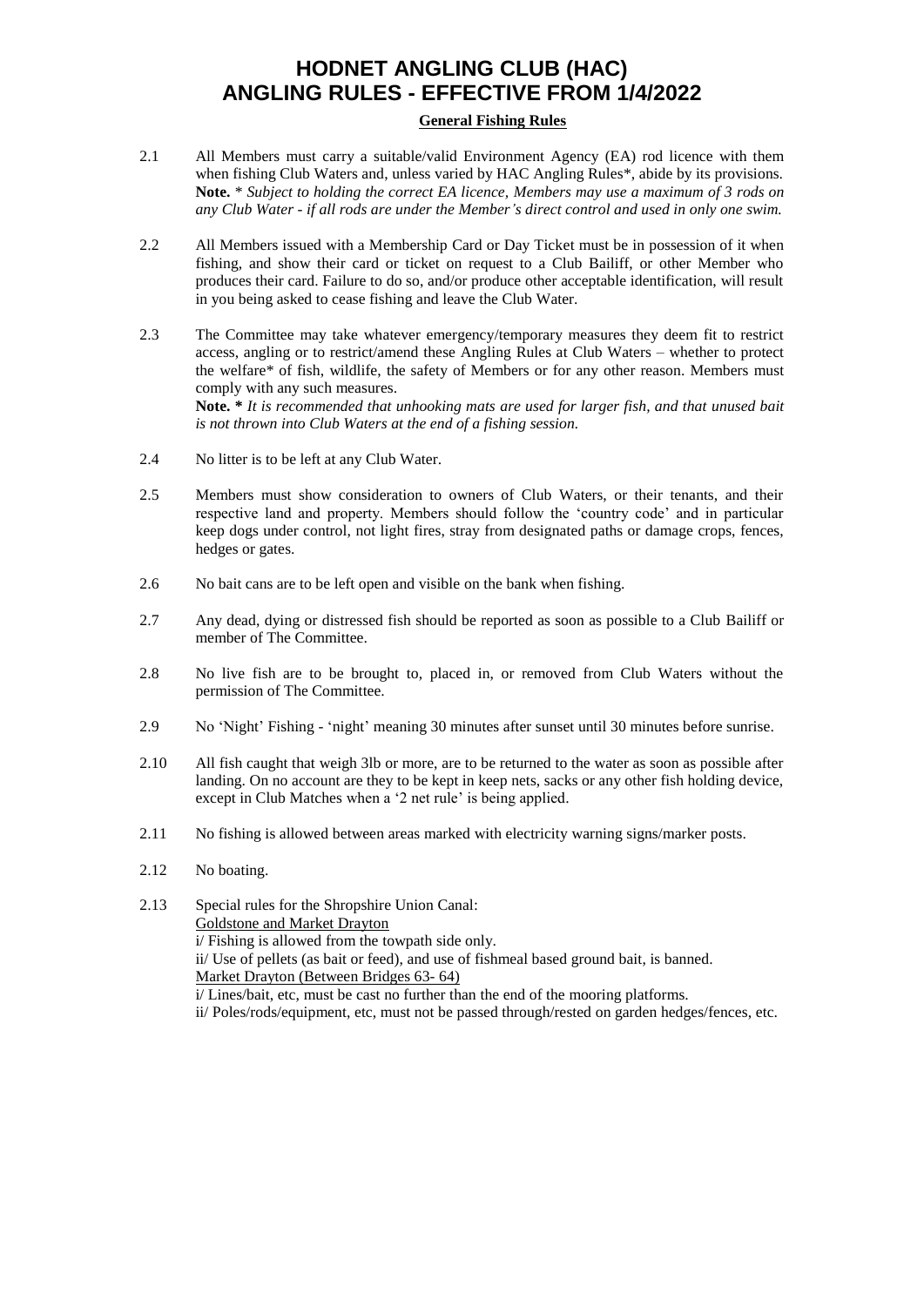# HODNET ANGLING CLUB (HAC)
# ANGLING RULES - EFFECTIVE FROM 1/4/2022

## General Fishing Rules

2.1 All Members must carry a suitable/valid Environment Agency (EA) rod licence with them when fishing Club Waters and, unless varied by HAC Angling Rules*, abide by its provisions. **Note.** * *Subject to holding the correct EA licence, Members may use a maximum of 3 rods on any Club Water - if all rods are under the Member's direct control and used in only one swim.*

2.2 All Members issued with a Membership Card or Day Ticket must be in possession of it when fishing, and show their card or ticket on request to a Club Bailiff, or other Member who produces their card. Failure to do so, and/or produce other acceptable identification, will result in you being asked to cease fishing and leave the Club Water.

2.3 The Committee may take whatever emergency/temporary measures they deem fit to restrict access, angling or to restrict/amend these Angling Rules at Club Waters – whether to protect the welfare* of fish, wildlife, the safety of Members or for any other reason. Members must comply with any such measures.
**Note. *** *It is recommended that unhooking mats are used for larger fish, and that unused bait is not thrown into Club Waters at the end of a fishing session.*

2.4 No litter is to be left at any Club Water.

2.5 Members must show consideration to owners of Club Waters, or their tenants, and their respective land and property. Members should follow the 'country code' and in particular keep dogs under control, not light fires, stray from designated paths or damage crops, fences, hedges or gates.

2.6 No bait cans are to be left open and visible on the bank when fishing.

2.7 Any dead, dying or distressed fish should be reported as soon as possible to a Club Bailiff or member of The Committee.

2.8 No live fish are to be brought to, placed in, or removed from Club Waters without the permission of The Committee.

2.9 No 'Night' Fishing - 'night' meaning 30 minutes after sunset until 30 minutes before sunrise.

2.10 All fish caught that weigh 3lb or more, are to be returned to the water as soon as possible after landing. On no account are they to be kept in keep nets, sacks or any other fish holding device, except in Club Matches when a '2 net rule' is being applied.

2.11 No fishing is allowed between areas marked with electricity warning signs/marker posts.

2.12 No boating.

2.13 Special rules for the Shropshire Union Canal:
<u>Goldstone and Market Drayton</u>
i/ Fishing is allowed from the towpath side only.
ii/ Use of pellets (as bait or feed), and use of fishmeal based ground bait, is banned.
<u>Market Drayton (Between Bridges 63- 64)</u>
i/ Lines/bait, etc, must be cast no further than the end of the mooring platforms.
ii/ Poles/rods/equipment, etc, must not be passed through/rested on garden hedges/fences, etc.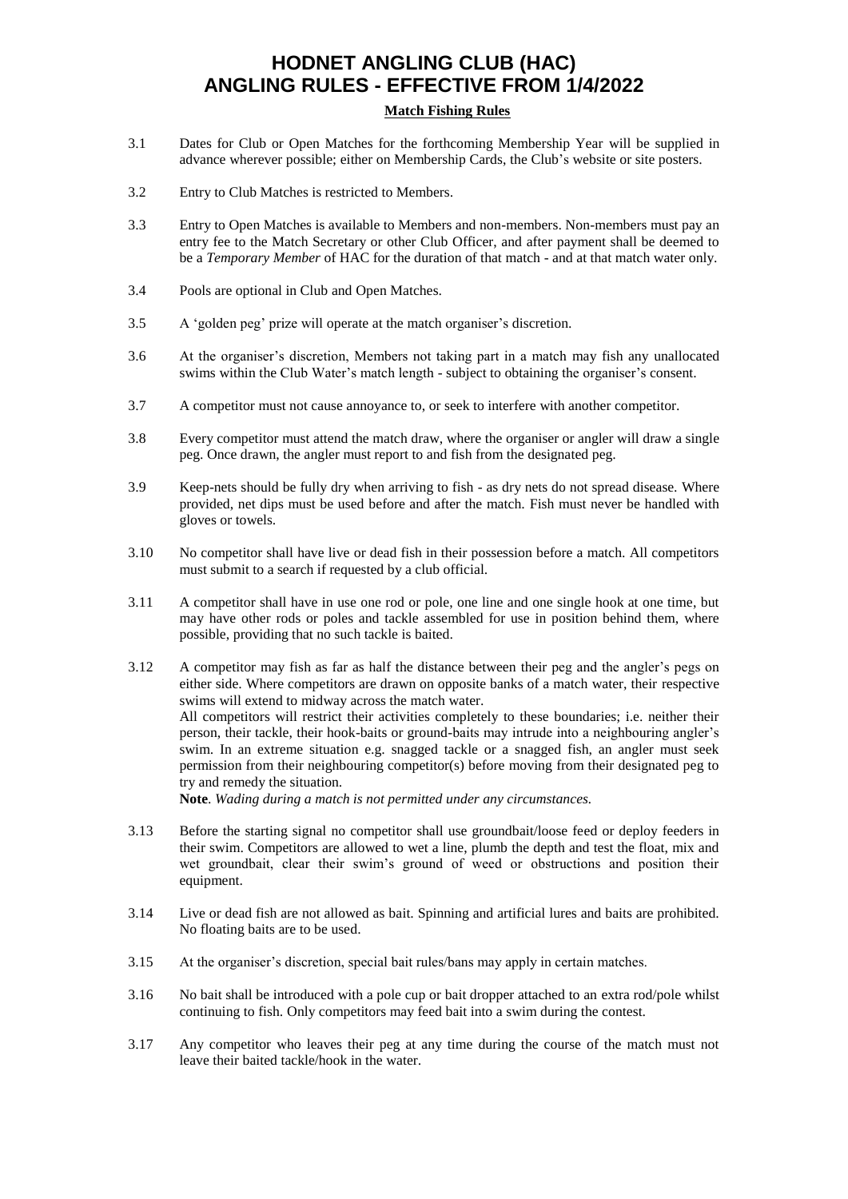# HODNET ANGLING CLUB (HAC)
# ANGLING RULES - EFFECTIVE FROM 1/4/2022

## Match Fishing Rules

3.1 Dates for Club or Open Matches for the forthcoming Membership Year will be supplied in advance wherever possible; either on Membership Cards, the Club's website or site posters.

3.2 Entry to Club Matches is restricted to Members.

3.3 Entry to Open Matches is available to Members and non-members. Non-members must pay an entry fee to the Match Secretary or other Club Officer, and after payment shall be deemed to be a *Temporary Member* of HAC for the duration of that match - and at that match water only.

3.4 Pools are optional in Club and Open Matches.

3.5 A 'golden peg' prize will operate at the match organiser's discretion.

3.6 At the organiser's discretion, Members not taking part in a match may fish any unallocated swims within the Club Water's match length - subject to obtaining the organiser's consent.

3.7 A competitor must not cause annoyance to, or seek to interfere with another competitor.

3.8 Every competitor must attend the match draw, where the organiser or angler will draw a single peg. Once drawn, the angler must report to and fish from the designated peg.

3.9 Keep-nets should be fully dry when arriving to fish - as dry nets do not spread disease. Where provided, net dips must be used before and after the match. Fish must never be handled with gloves or towels.

3.10 No competitor shall have live or dead fish in their possession before a match. All competitors must submit to a search if requested by a club official.

3.11 A competitor shall have in use one rod or pole, one line and one single hook at one time, but may have other rods or poles and tackle assembled for use in position behind them, where possible, providing that no such tackle is baited.

3.12 A competitor may fish as far as half the distance between their peg and the angler's pegs on either side. Where competitors are drawn on opposite banks of a match water, their respective swims will extend to midway across the match water.
All competitors will restrict their activities completely to these boundaries; i.e. neither their person, their tackle, their hook-baits or ground-baits may intrude into a neighbouring angler's swim. In an extreme situation e.g. snagged tackle or a snagged fish, an angler must seek permission from their neighbouring competitor(s) before moving from their designated peg to try and remedy the situation.
**Note**. *Wading during a match is not permitted under any circumstances.*

3.13 Before the starting signal no competitor shall use groundbait/loose feed or deploy feeders in their swim. Competitors are allowed to wet a line, plumb the depth and test the float, mix and wet groundbait, clear their swim's ground of weed or obstructions and position their equipment.

3.14 Live or dead fish are not allowed as bait. Spinning and artificial lures and baits are prohibited. No floating baits are to be used.

3.15 At the organiser's discretion, special bait rules/bans may apply in certain matches.

3.16 No bait shall be introduced with a pole cup or bait dropper attached to an extra rod/pole whilst continuing to fish. Only competitors may feed bait into a swim during the contest.

3.17 Any competitor who leaves their peg at any time during the course of the match must not leave their baited tackle/hook in the water.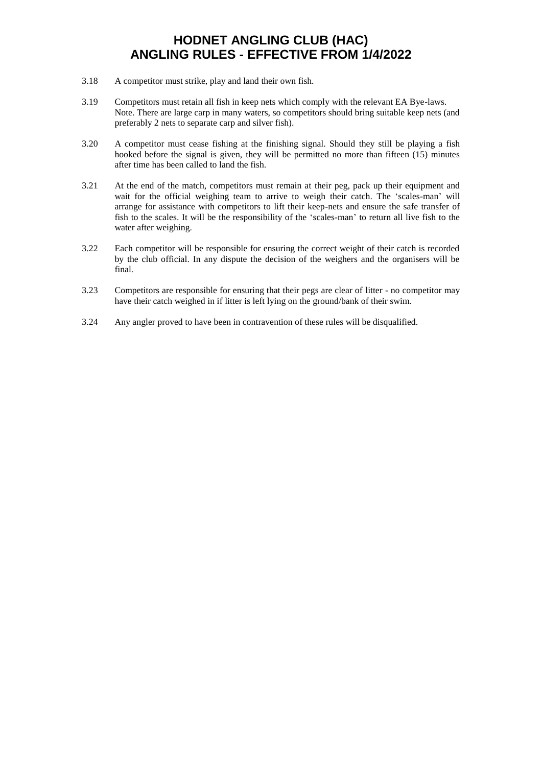# HODNET ANGLING CLUB (HAC)
# ANGLING RULES - EFFECTIVE FROM 1/4/2022

3.18 A competitor must strike, play and land their own fish.

3.19 Competitors must retain all fish in keep nets which comply with the relevant EA Bye-laws. Note. There are large carp in many waters, so competitors should bring suitable keep nets (and preferably 2 nets to separate carp and silver fish).

3.20 A competitor must cease fishing at the finishing signal. Should they still be playing a fish hooked before the signal is given, they will be permitted no more than fifteen (15) minutes after time has been called to land the fish.

3.21 At the end of the match, competitors must remain at their peg, pack up their equipment and wait for the official weighing team to arrive to weigh their catch. The 'scales-man' will arrange for assistance with competitors to lift their keep-nets and ensure the safe transfer of fish to the scales. It will be the responsibility of the 'scales-man' to return all live fish to the water after weighing.

3.22 Each competitor will be responsible for ensuring the correct weight of their catch is recorded by the club official. In any dispute the decision of the weighers and the organisers will be final.

3.23 Competitors are responsible for ensuring that their pegs are clear of litter - no competitor may have their catch weighed in if litter is left lying on the ground/bank of their swim.

3.24 Any angler proved to have been in contravention of these rules will be disqualified.